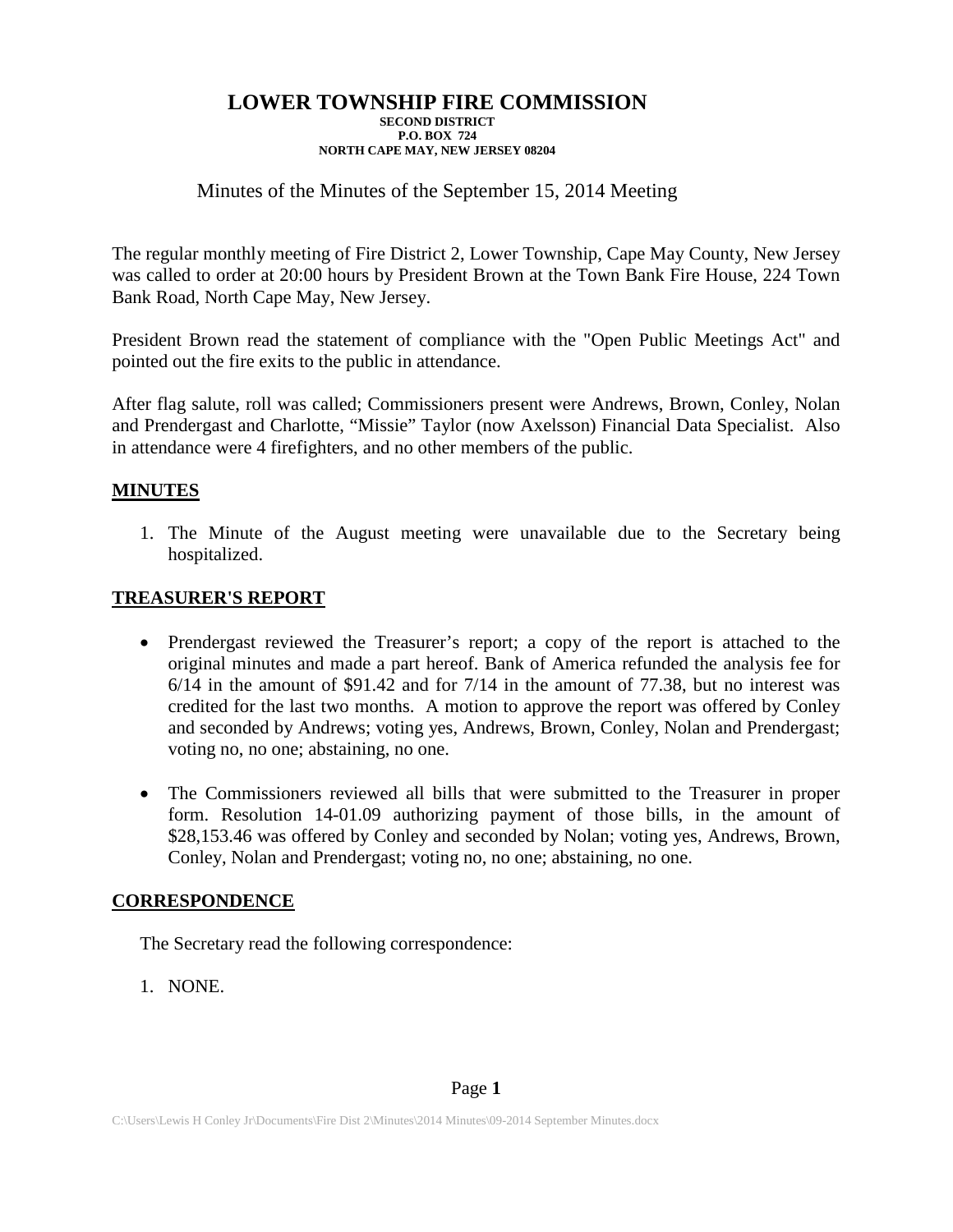# LOWER TOWNSHIP FIRE COMMISSION

**SECOND DISTRICT**
**P.O. BOX 724**
**NORTH CAPE MAY, NEW JERSEY 08204**

Minutes of the Minutes of the September 15, 2014 Meeting

The regular monthly meeting of Fire District 2, Lower Township, Cape May County, New Jersey was called to order at 20:00 hours by President Brown at the Town Bank Fire House, 224 Town Bank Road, North Cape May, New Jersey.

President Brown read the statement of compliance with the "Open Public Meetings Act" and pointed out the fire exits to the public in attendance.

After flag salute, roll was called; Commissioners present were Andrews, Brown, Conley, Nolan and Prendergast and Charlotte, "Missie" Taylor (now Axelsson) Financial Data Specialist. Also in attendance were 4 firefighters, and no other members of the public.

## MINUTES

1. The Minute of the August meeting were unavailable due to the Secretary being hospitalized.

## TREASURER'S REPORT

- Prendergast reviewed the Treasurer's report; a copy of the report is attached to the original minutes and made a part hereof. Bank of America refunded the analysis fee for 6/14 in the amount of $91.42 and for 7/14 in the amount of 77.38, but no interest was credited for the last two months. A motion to approve the report was offered by Conley and seconded by Andrews; voting yes, Andrews, Brown, Conley, Nolan and Prendergast; voting no, no one; abstaining, no one.

- The Commissioners reviewed all bills that were submitted to the Treasurer in proper form. Resolution 14-01.09 authorizing payment of those bills, in the amount of $28,153.46 was offered by Conley and seconded by Nolan; voting yes, Andrews, Brown, Conley, Nolan and Prendergast; voting no, no one; abstaining, no one.

## CORRESPONDENCE

The Secretary read the following correspondence:

1. NONE.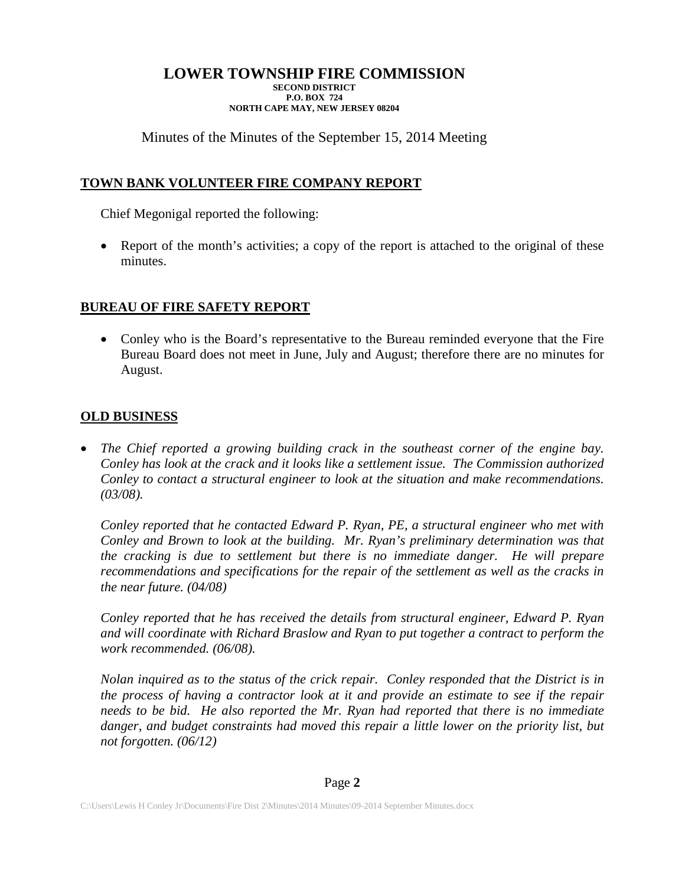**LOWER TOWNSHIP FIRE COMMISSION**
**SECOND DISTRICT**
**P.O. BOX 724**
**NORTH CAPE MAY, NEW JERSEY 08204**

Minutes of the Minutes of the September 15, 2014 Meeting

## TOWN BANK VOLUNTEER FIRE COMPANY REPORT

Chief Megonigal reported the following:

- Report of the month's activities; a copy of the report is attached to the original of these minutes.

## BUREAU OF FIRE SAFETY REPORT

- Conley who is the Board's representative to the Bureau reminded everyone that the Fire Bureau Board does not meet in June, July and August; therefore there are no minutes for August.

## OLD BUSINESS

- *The Chief reported a growing building crack in the southeast corner of the engine bay. Conley has look at the crack and it looks like a settlement issue. The Commission authorized Conley to contact a structural engineer to look at the situation and make recommendations. (03/08).*

  *Conley reported that he contacted Edward P. Ryan, PE, a structural engineer who met with Conley and Brown to look at the building. Mr. Ryan's preliminary determination was that the cracking is due to settlement but there is no immediate danger. He will prepare recommendations and specifications for the repair of the settlement as well as the cracks in the near future. (04/08)*

  *Conley reported that he has received the details from structural engineer, Edward P. Ryan and will coordinate with Richard Braslow and Ryan to put together a contract to perform the work recommended. (06/08).*

  *Nolan inquired as to the status of the crick repair. Conley responded that the District is in the process of having a contractor look at it and provide an estimate to see if the repair needs to be bid. He also reported the Mr. Ryan had reported that there is no immediate danger, and budget constraints had moved this repair a little lower on the priority list, but not forgotten. (06/12)*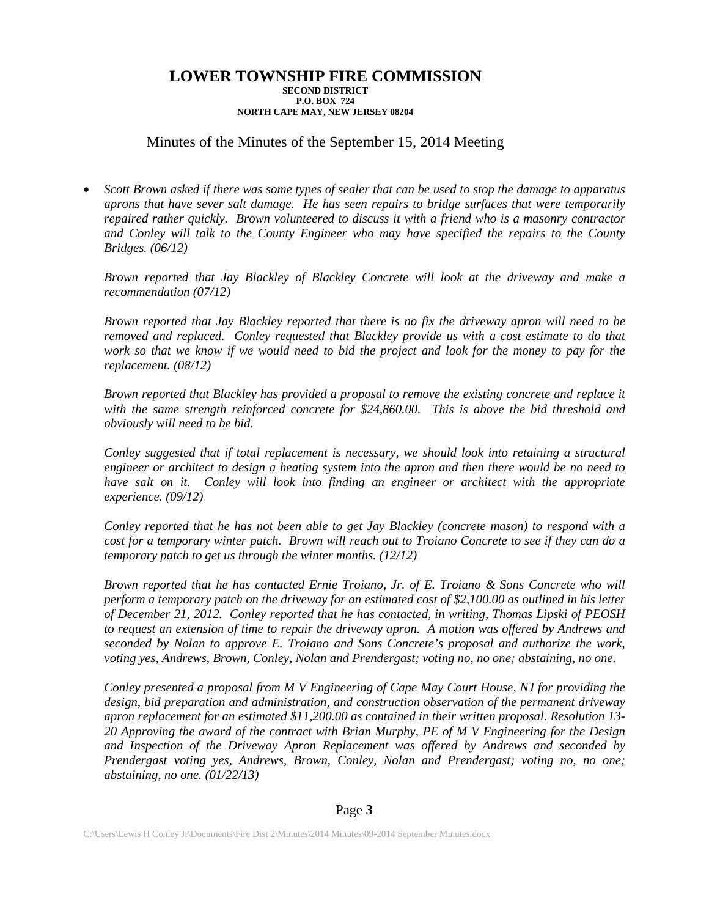# LOWER TOWNSHIP FIRE COMMISSION

**SECOND DISTRICT**
**P.O. BOX 724**
**NORTH CAPE MAY, NEW JERSEY 08204**

Minutes of the Minutes of the September 15, 2014 Meeting

- *Scott Brown asked if there was some types of sealer that can be used to stop the damage to apparatus aprons that have sever salt damage. He has seen repairs to bridge surfaces that were temporarily repaired rather quickly. Brown volunteered to discuss it with a friend who is a masonry contractor and Conley will talk to the County Engineer who may have specified the repairs to the County Bridges. (06/12)*

  *Brown reported that Jay Blackley of Blackley Concrete will look at the driveway and make a recommendation (07/12)*

  *Brown reported that Jay Blackley reported that there is no fix the driveway apron will need to be removed and replaced. Conley requested that Blackley provide us with a cost estimate to do that work so that we know if we would need to bid the project and look for the money to pay for the replacement. (08/12)*

  *Brown reported that Blackley has provided a proposal to remove the existing concrete and replace it with the same strength reinforced concrete for $24,860.00. This is above the bid threshold and obviously will need to be bid.*

  *Conley suggested that if total replacement is necessary, we should look into retaining a structural engineer or architect to design a heating system into the apron and then there would be no need to have salt on it. Conley will look into finding an engineer or architect with the appropriate experience. (09/12)*

  *Conley reported that he has not been able to get Jay Blackley (concrete mason) to respond with a cost for a temporary winter patch. Brown will reach out to Troiano Concrete to see if they can do a temporary patch to get us through the winter months. (12/12)*

  *Brown reported that he has contacted Ernie Troiano, Jr. of E. Troiano & Sons Concrete who will perform a temporary patch on the driveway for an estimated cost of $2,100.00 as outlined in his letter of December 21, 2012. Conley reported that he has contacted, in writing, Thomas Lipski of PEOSH to request an extension of time to repair the driveway apron. A motion was offered by Andrews and seconded by Nolan to approve E. Troiano and Sons Concrete's proposal and authorize the work, voting yes, Andrews, Brown, Conley, Nolan and Prendergast; voting no, no one; abstaining, no one.*

  *Conley presented a proposal from M V Engineering of Cape May Court House, NJ for providing the design, bid preparation and administration, and construction observation of the permanent driveway apron replacement for an estimated $11,200.00 as contained in their written proposal. Resolution 13-20 Approving the award of the contract with Brian Murphy, PE of M V Engineering for the Design and Inspection of the Driveway Apron Replacement was offered by Andrews and seconded by Prendergast voting yes, Andrews, Brown, Conley, Nolan and Prendergast; voting no, no one; abstaining, no one. (01/22/13)*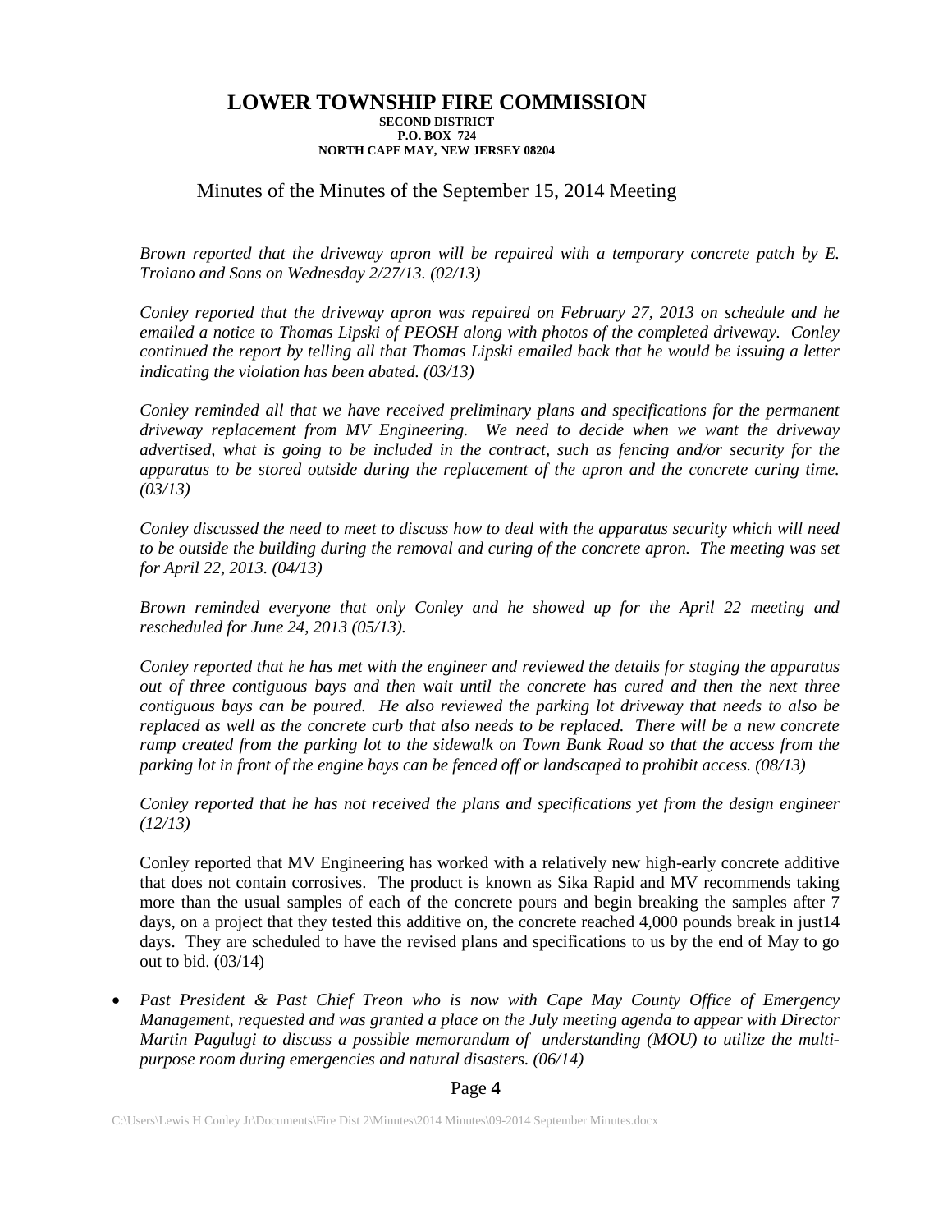# LOWER TOWNSHIP FIRE COMMISSION

**SECOND DISTRICT**
**P.O. BOX 724**
**NORTH CAPE MAY, NEW JERSEY 08204**

Minutes of the Minutes of the September 15, 2014 Meeting

*Brown reported that the driveway apron will be repaired with a temporary concrete patch by E. Troiano and Sons on Wednesday 2/27/13. (02/13)*

*Conley reported that the driveway apron was repaired on February 27, 2013 on schedule and he emailed a notice to Thomas Lipski of PEOSH along with photos of the completed driveway. Conley continued the report by telling all that Thomas Lipski emailed back that he would be issuing a letter indicating the violation has been abated. (03/13)*

*Conley reminded all that we have received preliminary plans and specifications for the permanent driveway replacement from MV Engineering. We need to decide when we want the driveway advertised, what is going to be included in the contract, such as fencing and/or security for the apparatus to be stored outside during the replacement of the apron and the concrete curing time. (03/13)*

*Conley discussed the need to meet to discuss how to deal with the apparatus security which will need to be outside the building during the removal and curing of the concrete apron. The meeting was set for April 22, 2013. (04/13)*

*Brown reminded everyone that only Conley and he showed up for the April 22 meeting and rescheduled for June 24, 2013 (05/13).*

*Conley reported that he has met with the engineer and reviewed the details for staging the apparatus out of three contiguous bays and then wait until the concrete has cured and then the next three contiguous bays can be poured. He also reviewed the parking lot driveway that needs to also be replaced as well as the concrete curb that also needs to be replaced. There will be a new concrete ramp created from the parking lot to the sidewalk on Town Bank Road so that the access from the parking lot in front of the engine bays can be fenced off or landscaped to prohibit access. (08/13)*

*Conley reported that he has not received the plans and specifications yet from the design engineer (12/13)*

Conley reported that MV Engineering has worked with a relatively new high-early concrete additive that does not contain corrosives. The product is known as Sika Rapid and MV recommends taking more than the usual samples of each of the concrete pours and begin breaking the samples after 7 days, on a project that they tested this additive on, the concrete reached 4,000 pounds break in just14 days. They are scheduled to have the revised plans and specifications to us by the end of May to go out to bid. (03/14)

- *Past President & Past Chief Treon who is now with Cape May County Office of Emergency Management, requested and was granted a place on the July meeting agenda to appear with Director Martin Pagulugi to discuss a possible memorandum of understanding (MOU) to utilize the multi-purpose room during emergencies and natural disasters. (06/14)*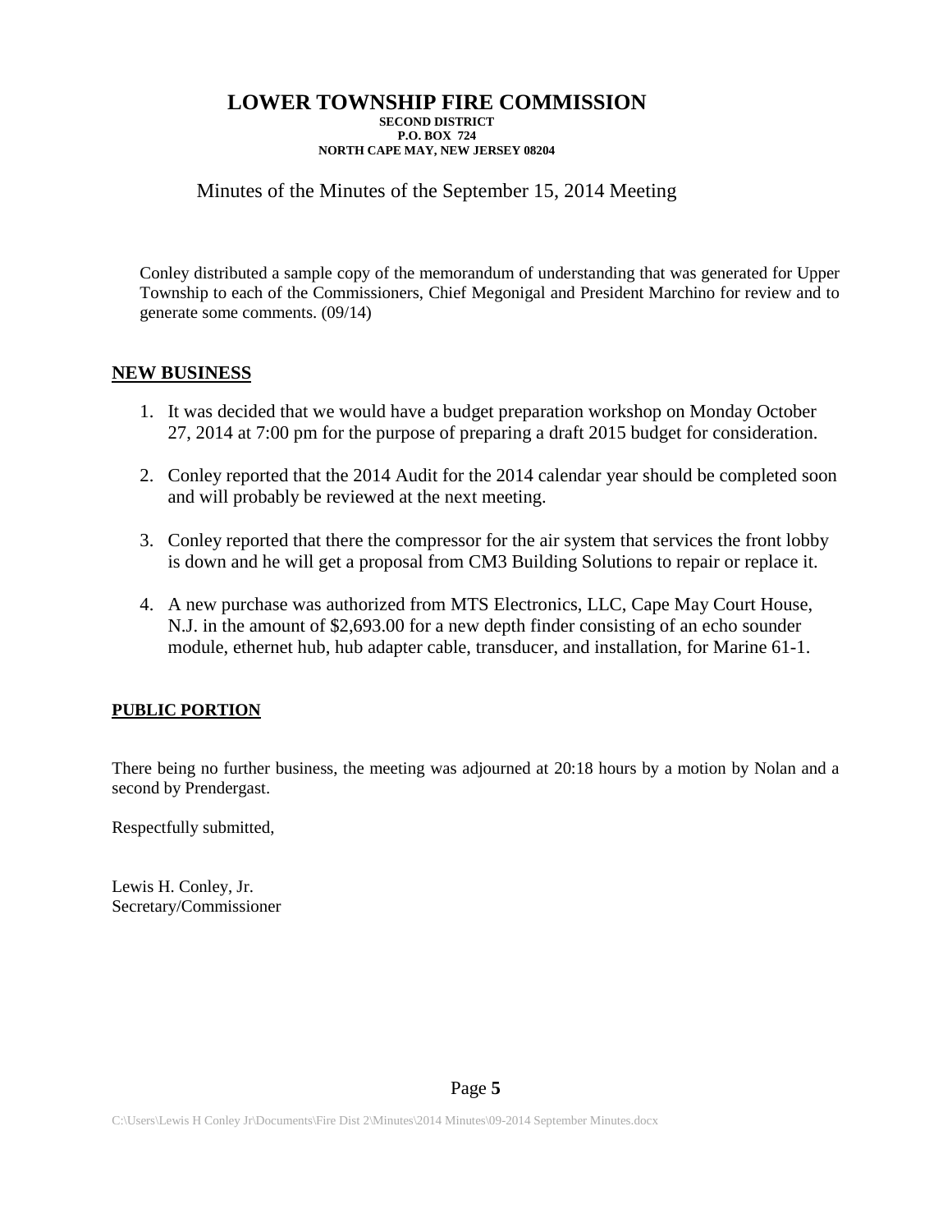# LOWER TOWNSHIP FIRE COMMISSION

**SECOND DISTRICT**
**P.O. BOX 724**
**NORTH CAPE MAY, NEW JERSEY 08204**

Minutes of the Minutes of the September 15, 2014 Meeting

Conley distributed a sample copy of the memorandum of understanding that was generated for Upper Township to each of the Commissioners, Chief Megonigal and President Marchino for review and to generate some comments. (09/14)

## NEW BUSINESS

1. It was decided that we would have a budget preparation workshop on Monday October 27, 2014 at 7:00 pm for the purpose of preparing a draft 2015 budget for consideration.

2. Conley reported that the 2014 Audit for the 2014 calendar year should be completed soon and will probably be reviewed at the next meeting.

3. Conley reported that there the compressor for the air system that services the front lobby is down and he will get a proposal from CM3 Building Solutions to repair or replace it.

4. A new purchase was authorized from MTS Electronics, LLC, Cape May Court House, N.J. in the amount of $2,693.00 for a new depth finder consisting of an echo sounder module, ethernet hub, hub adapter cable, transducer, and installation, for Marine 61-1.

## PUBLIC PORTION

There being no further business, the meeting was adjourned at 20:18 hours by a motion by Nolan and a second by Prendergast.

Respectfully submitted,

Lewis H. Conley, Jr.
Secretary/Commissioner